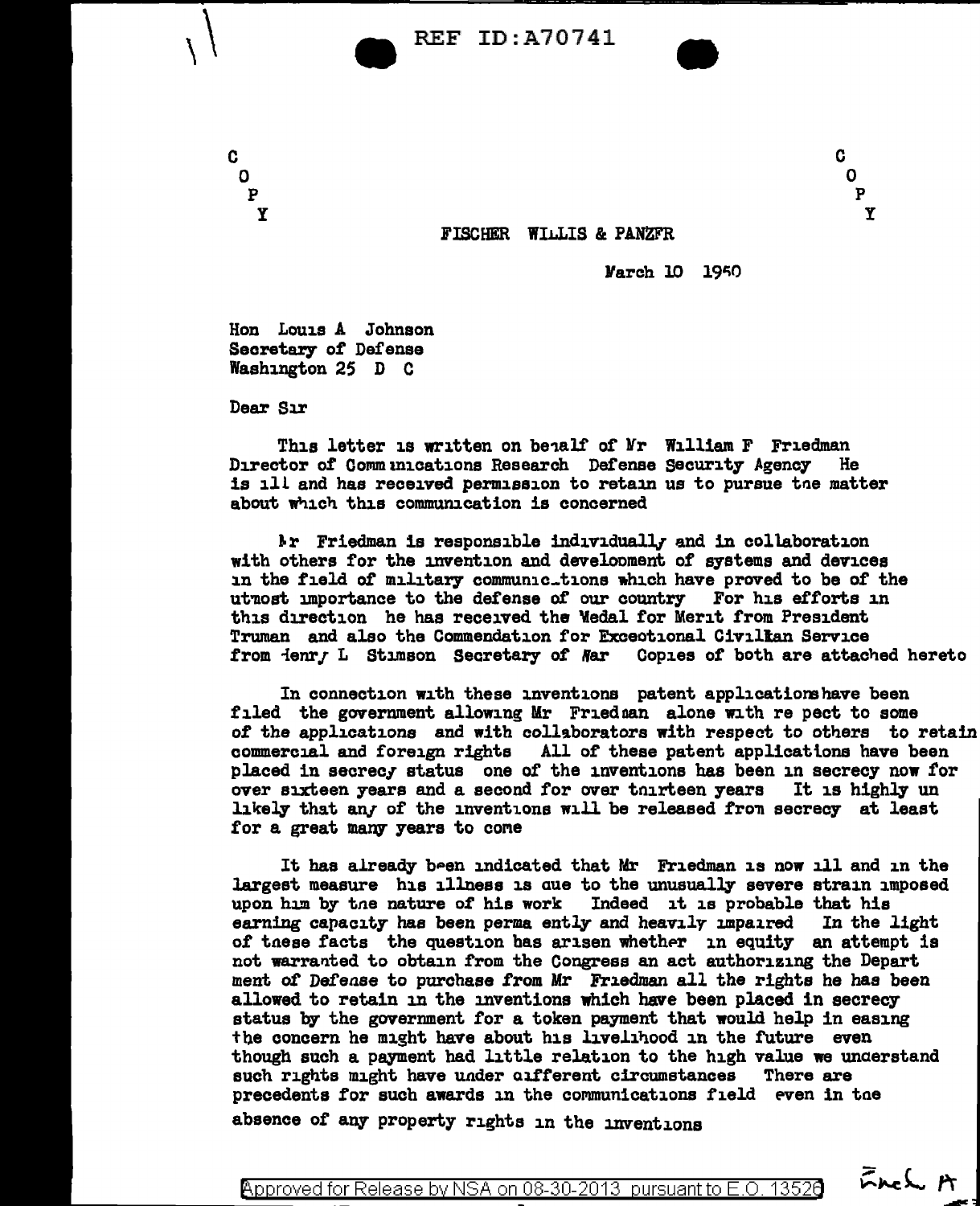C
O
P
Y

FISCHER WILLIS & PANZFR

March 10 1950

Hon Louis A Johnson
Secretary of Defense
Washington 25 D C

Dear Sir

This letter is written on behalf of Mr William F Friedman Director of Communications Research Defense Security Agency He is ill and has received permission to retain us to pursue the matter about which this communication is concerned

Mr Friedman is responsible individually and in collaboration with others for the invention and development of systems and devices in the field of military communications which have proved to be of the utmost importance to the defense of our country For his efforts in this direction he has received the Medal for Merit from President Truman and also the Commendation for Exceptional Civilian Service from Henry L Stimson Secretary of War Copies of both are attached hereto

In connection with these inventions patent applications have been filed the government allowing Mr Friedman alone with respect to some of the applications and with collaborators with respect to others to retain commercial and foreign rights All of these patent applications have been placed in secrecy status one of the inventions has been in secrecy now for over sixteen years and a second for over thirteen years It is highly unlikely that any of the inventions will be released from secrecy at least for a great many years to come

It has already been indicated that Mr Friedman is now ill and in the largest measure his illness is due to the unusually severe strain imposed upon him by the nature of his work Indeed it is probable that his earning capacity has been permanently and heavily impaired In the light of these facts the question has arisen whether in equity an attempt is not warranted to obtain from the Congress an act authorizing the Department of Defense to purchase from Mr Friedman all the rights he has been allowed to retain in the inventions which have been placed in secrecy status by the government for a token payment that would help in easing the concern he might have about his livelihood in the future even though such a payment had little relation to the high value we understand such rights might have under different circumstances There are precedents for such awards in the communications field even in the absence of any property rights in the inventions

Encl A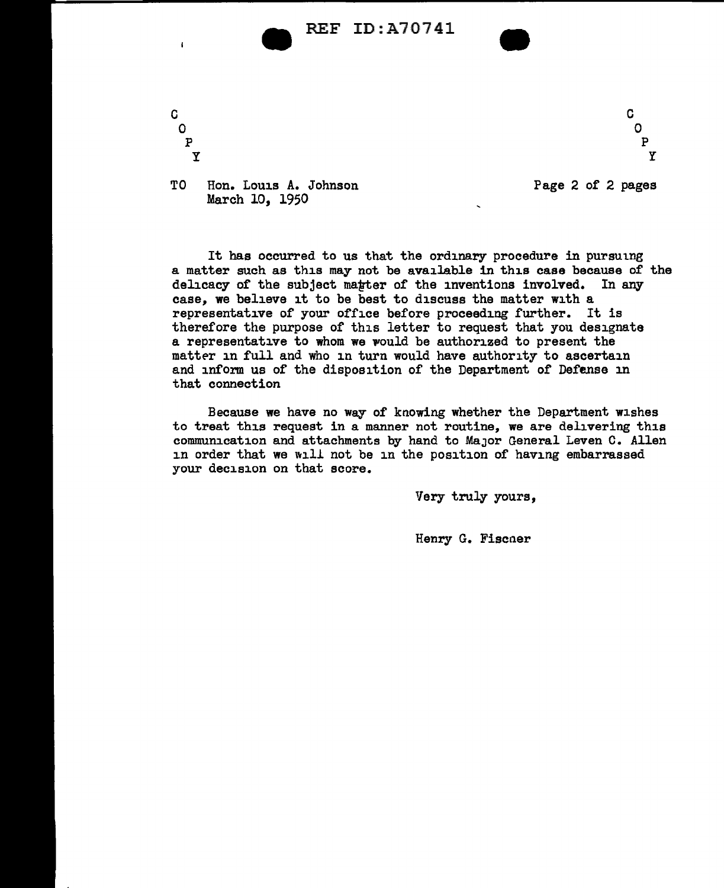REF ID:A70741

C
O
P
Y

C
O
P
Y

TO Hon. Louis A. Johnson
March 10, 1950

Page 2 of 2 pages

It has occurred to us that the ordinary procedure in pursuing a matter such as this may not be available in this case because of the delicacy of the subject matter of the inventions involved. In any case, we believe it to be best to discuss the matter with a representative of your office before proceeding further. It is therefore the purpose of this letter to request that you designate a representative to whom we would be authorized to present the matter in full and who in turn would have authority to ascertain and inform us of the disposition of the Department of Defense in that connection

Because we have no way of knowing whether the Department wishes to treat this request in a manner not routine, we are delivering this communication and attachments by hand to Major General Leven C. Allen in order that we will not be in the position of having embarrassed your decision on that score.

Very truly yours,

Henry G. Fiscaer